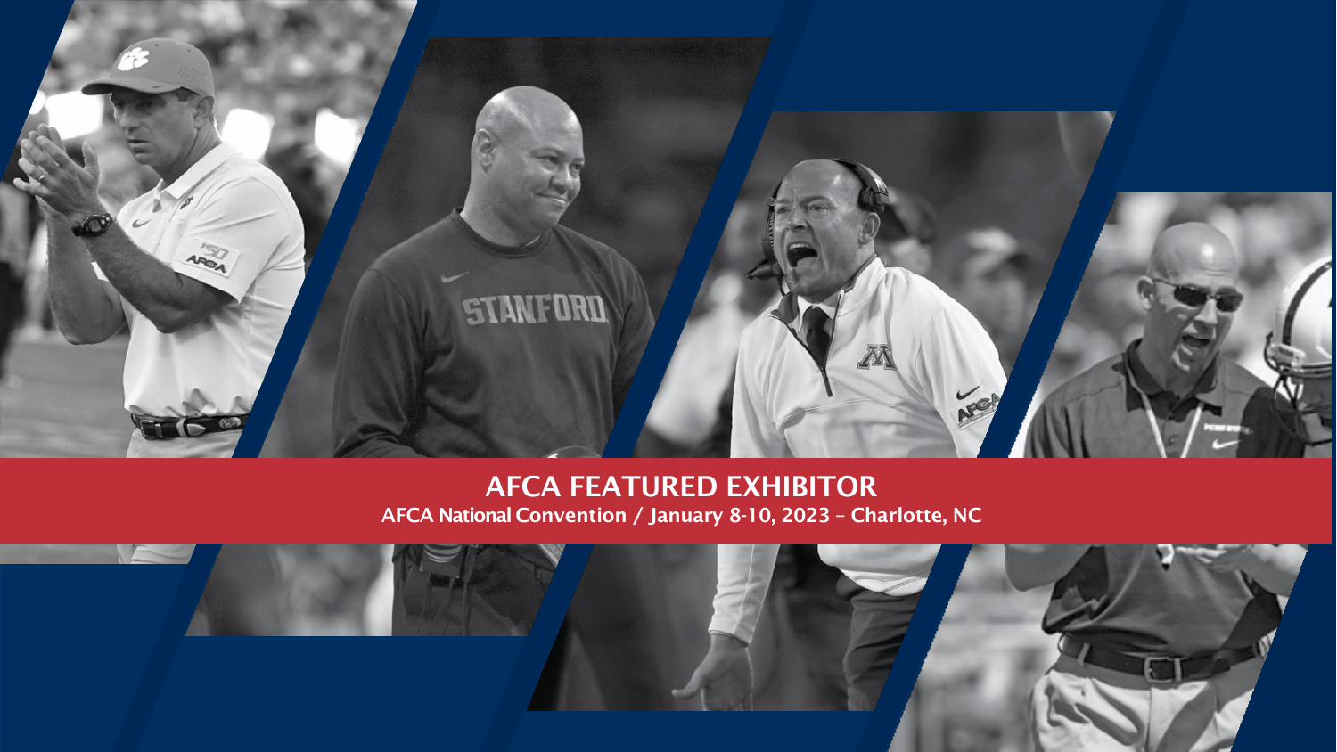# AFCA FEATURED EXHIBITOR

AFCA National Convention / January 8-10, 2023 – Charlotte, NC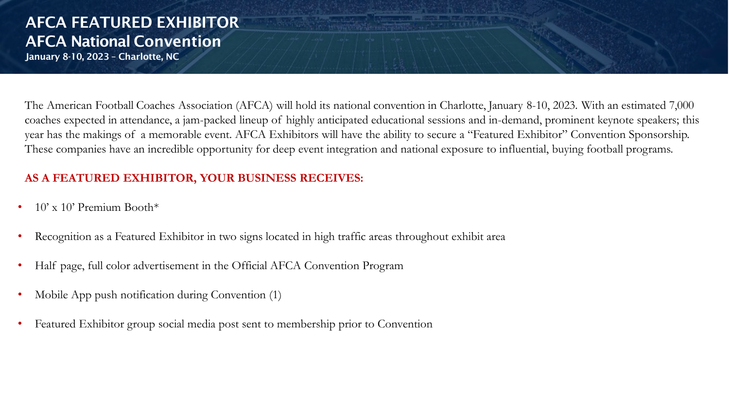# AFCA FEATURED EXHIBITOR

## AFCA National Convention

**January 8-10, 2023 – Charlotte, NC**

The American Football Coaches Association (AFCA) will hold its national convention in Charlotte, January 8-10, 2023. With an estimated 7,000 coaches expected in attendance, a jam-packed lineup of highly anticipated educational sessions and in-demand, prominent keynote speakers; this year has the makings of a memorable event. AFCA Exhibitors will have the ability to secure a "Featured Exhibitor" Convention Sponsorship. These companies have an incredible opportunity for deep event integration and national exposure to influential, buying football programs.

**AS A FEATURED EXHIBITOR, YOUR BUSINESS RECEIVES:**

- 10' x 10' Premium Booth*
- Recognition as a Featured Exhibitor in two signs located in high traffic areas throughout exhibit area
- Half page, full color advertisement in the Official AFCA Convention Program
- Mobile App push notification during Convention (1)
- Featured Exhibitor group social media post sent to membership prior to Convention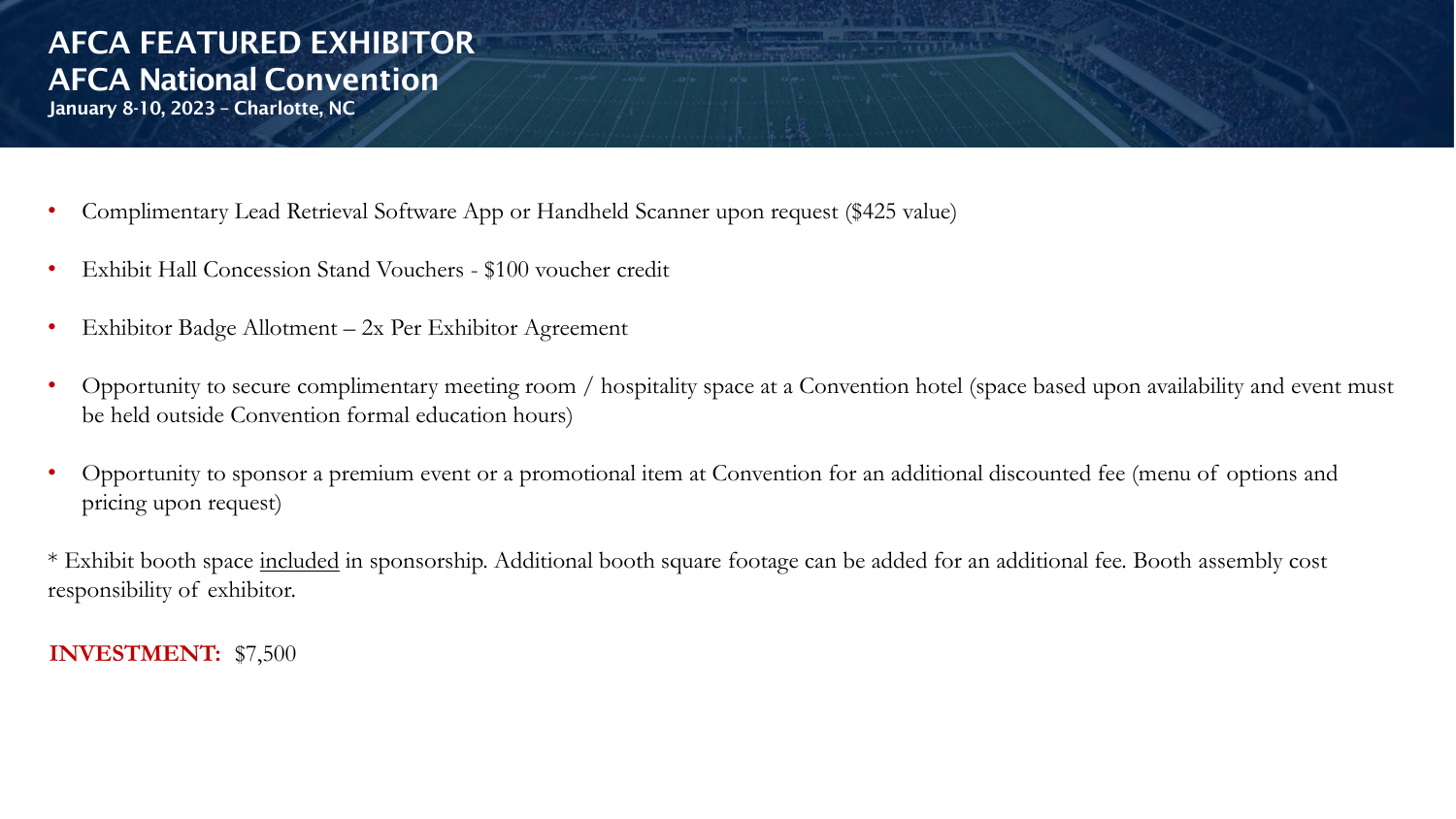# AFCA FEATURED EXHIBITOR

## AFCA National Convention

### January 8-10, 2023 – Charlotte, NC

- Complimentary Lead Retrieval Software App or Handheld Scanner upon request ($425 value)
- Exhibit Hall Concession Stand Vouchers - $100 voucher credit
- Exhibitor Badge Allotment – 2x Per Exhibitor Agreement
- Opportunity to secure complimentary meeting room / hospitality space at a Convention hotel (space based upon availability and event must be held outside Convention formal education hours)
- Opportunity to sponsor a premium event or a promotional item at Convention for an additional discounted fee (menu of options and pricing upon request)

* Exhibit booth space <u>included</u> in sponsorship. Additional booth square footage can be added for an additional fee. Booth assembly cost responsibility of exhibitor.

**INVESTMENT:** $7,500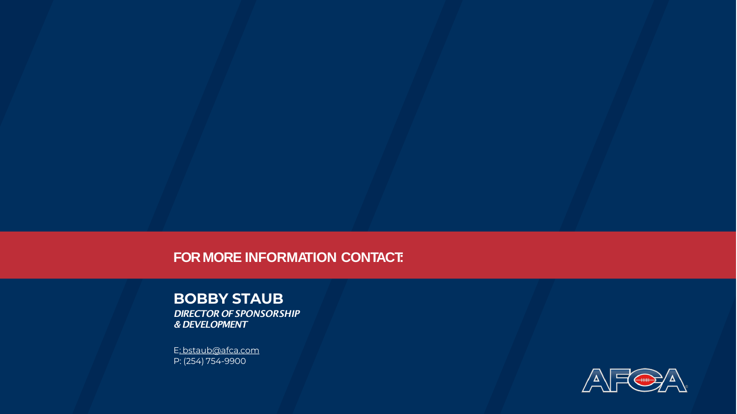## FOR MORE INFORMATION CONTACT:

**BOBBY STAUB**

***DIRECTOR OF SPONSORSHIP & DEVELOPMENT***

E: bstaub@afca.com
P: (254) 754-9900